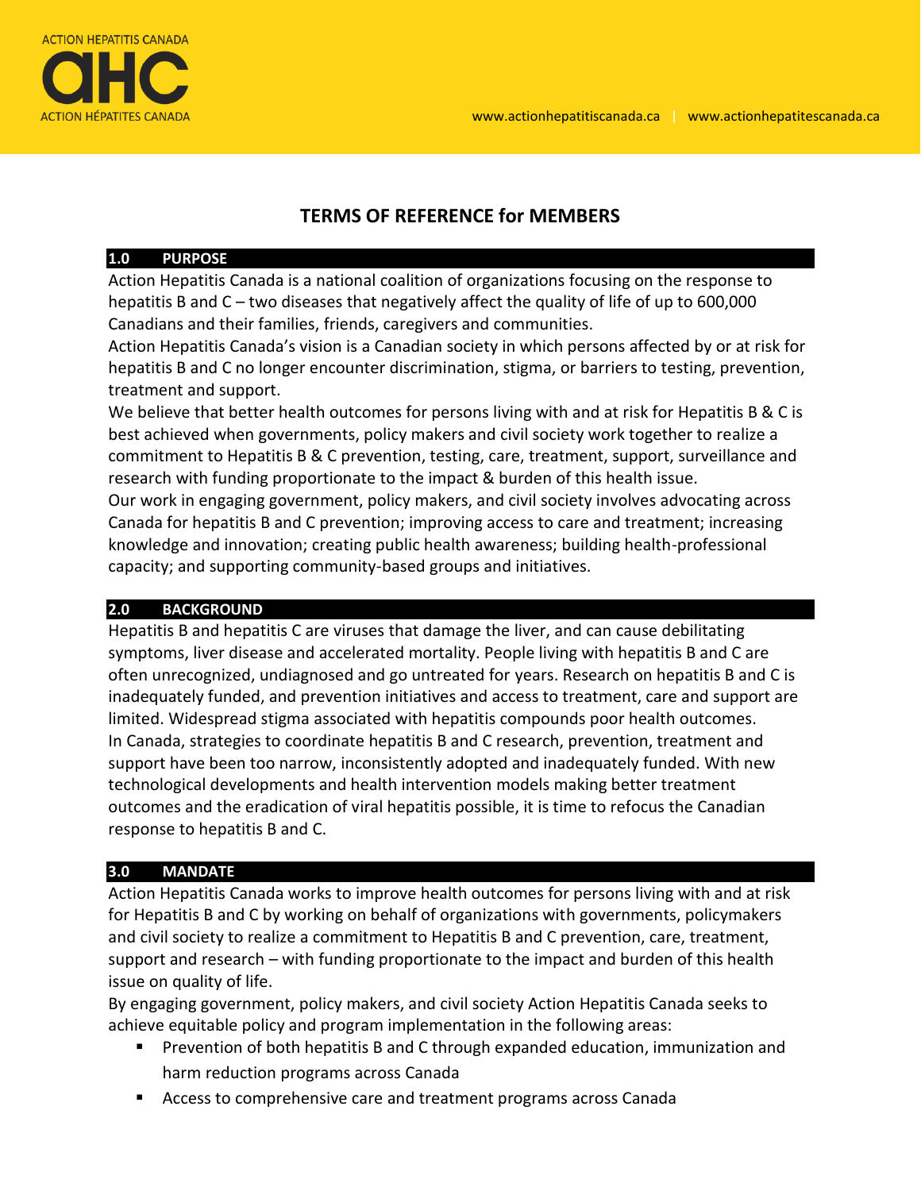ACTION HEPATITIS CANADA

AHC

ACTION HÉPATITES CANADA

www.actionhepatitiscanada.ca | www.actionhepatitescanada.ca

# TERMS OF REFERENCE for MEMBERS

## 1.0 PURPOSE

Action Hepatitis Canada is a national coalition of organizations focusing on the response to hepatitis B and C – two diseases that negatively affect the quality of life of up to 600,000 Canadians and their families, friends, caregivers and communities.

Action Hepatitis Canada's vision is a Canadian society in which persons affected by or at risk for hepatitis B and C no longer encounter discrimination, stigma, or barriers to testing, prevention, treatment and support.

We believe that better health outcomes for persons living with and at risk for Hepatitis B & C is best achieved when governments, policy makers and civil society work together to realize a commitment to Hepatitis B & C prevention, testing, care, treatment, support, surveillance and research with funding proportionate to the impact & burden of this health issue.

Our work in engaging government, policy makers, and civil society involves advocating across Canada for hepatitis B and C prevention; improving access to care and treatment; increasing knowledge and innovation; creating public health awareness; building health-professional capacity; and supporting community-based groups and initiatives.

## 2.0 BACKGROUND

Hepatitis B and hepatitis C are viruses that damage the liver, and can cause debilitating symptoms, liver disease and accelerated mortality. People living with hepatitis B and C are often unrecognized, undiagnosed and go untreated for years. Research on hepatitis B and C is inadequately funded, and prevention initiatives and access to treatment, care and support are limited. Widespread stigma associated with hepatitis compounds poor health outcomes.

In Canada, strategies to coordinate hepatitis B and C research, prevention, treatment and support have been too narrow, inconsistently adopted and inadequately funded. With new technological developments and health intervention models making better treatment outcomes and the eradication of viral hepatitis possible, it is time to refocus the Canadian response to hepatitis B and C.

## 3.0 MANDATE

Action Hepatitis Canada works to improve health outcomes for persons living with and at risk for Hepatitis B and C by working on behalf of organizations with governments, policymakers and civil society to realize a commitment to Hepatitis B and C prevention, care, treatment, support and research – with funding proportionate to the impact and burden of this health issue on quality of life.

By engaging government, policy makers, and civil society Action Hepatitis Canada seeks to achieve equitable policy and program implementation in the following areas:

- Prevention of both hepatitis B and C through expanded education, immunization and harm reduction programs across Canada
- Access to comprehensive care and treatment programs across Canada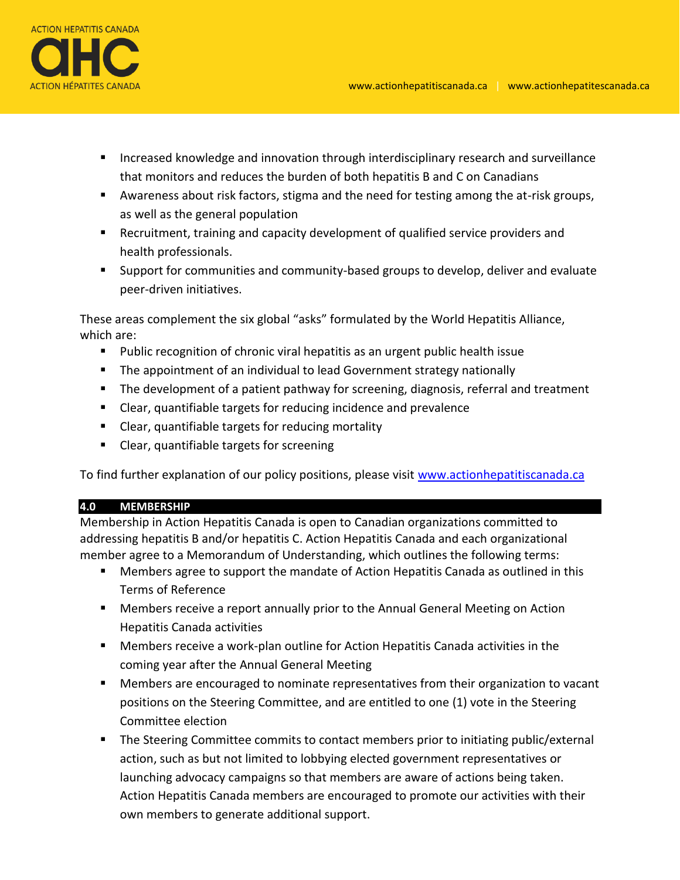- Increased knowledge and innovation through interdisciplinary research and surveillance that monitors and reduces the burden of both hepatitis B and C on Canadians
- Awareness about risk factors, stigma and the need for testing among the at-risk groups, as well as the general population
- Recruitment, training and capacity development of qualified service providers and health professionals.
- Support for communities and community-based groups to develop, deliver and evaluate peer-driven initiatives.

These areas complement the six global "asks" formulated by the World Hepatitis Alliance, which are:

- Public recognition of chronic viral hepatitis as an urgent public health issue
- The appointment of an individual to lead Government strategy nationally
- The development of a patient pathway for screening, diagnosis, referral and treatment
- Clear, quantifiable targets for reducing incidence and prevalence
- Clear, quantifiable targets for reducing mortality
- Clear, quantifiable targets for screening

To find further explanation of our policy positions, please visit [www.actionhepatitiscanada.ca](www.actionhepatitiscanada.ca)

## 4.0 MEMBERSHIP

Membership in Action Hepatitis Canada is open to Canadian organizations committed to addressing hepatitis B and/or hepatitis C. Action Hepatitis Canada and each organizational member agree to a Memorandum of Understanding, which outlines the following terms:

- Members agree to support the mandate of Action Hepatitis Canada as outlined in this Terms of Reference
- Members receive a report annually prior to the Annual General Meeting on Action Hepatitis Canada activities
- Members receive a work-plan outline for Action Hepatitis Canada activities in the coming year after the Annual General Meeting
- Members are encouraged to nominate representatives from their organization to vacant positions on the Steering Committee, and are entitled to one (1) vote in the Steering Committee election
- The Steering Committee commits to contact members prior to initiating public/external action, such as but not limited to lobbying elected government representatives or launching advocacy campaigns so that members are aware of actions being taken. Action Hepatitis Canada members are encouraged to promote our activities with their own members to generate additional support.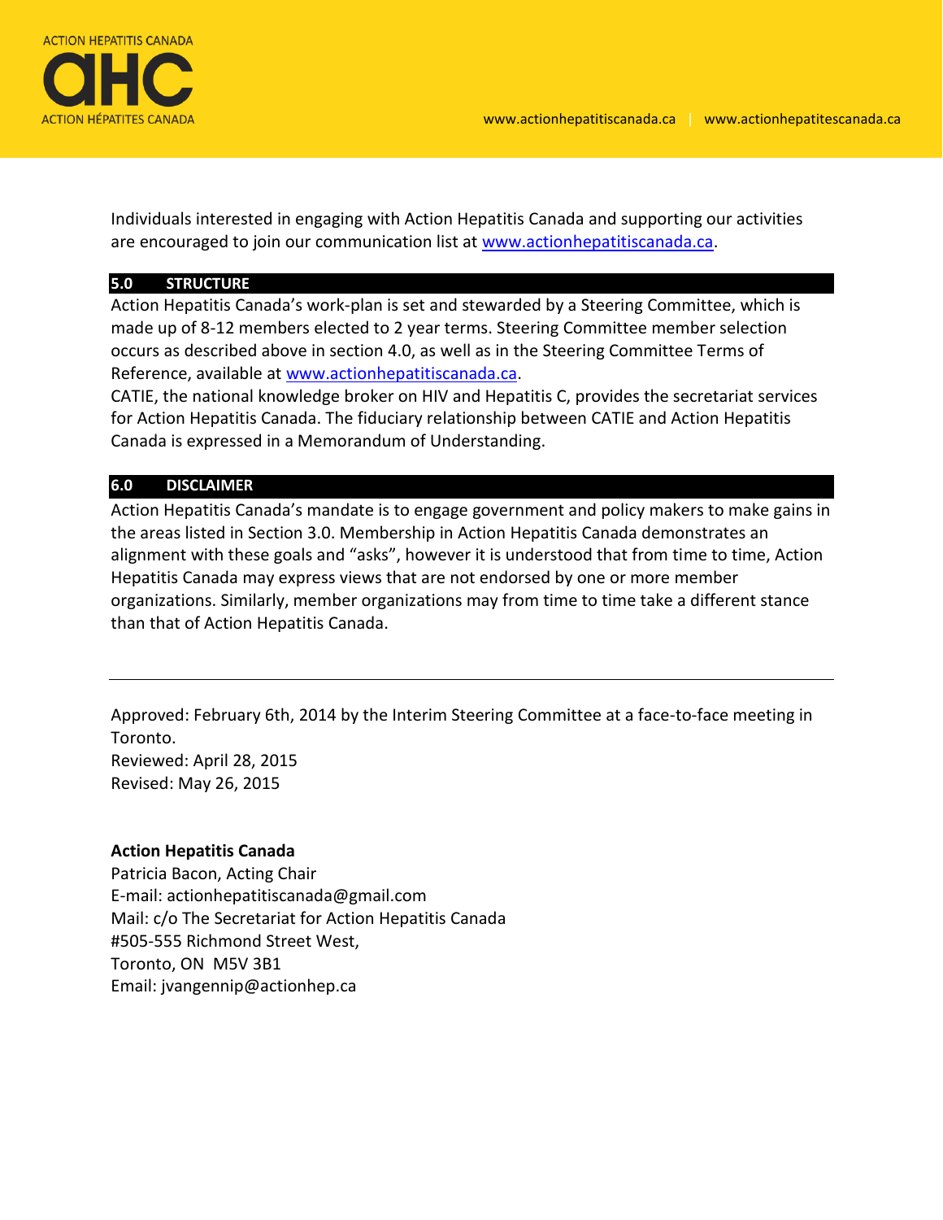Individuals interested in engaging with Action Hepatitis Canada and supporting our activities are encouraged to join our communication list at [www.actionhepatitiscanada.ca](http://www.actionhepatitiscanada.ca).

## 5.0 STRUCTURE

Action Hepatitis Canada's work-plan is set and stewarded by a Steering Committee, which is made up of 8-12 members elected to 2 year terms. Steering Committee member selection occurs as described above in section 4.0, as well as in the Steering Committee Terms of Reference, available at [www.actionhepatitiscanada.ca](http://www.actionhepatitiscanada.ca).

CATIE, the national knowledge broker on HIV and Hepatitis C, provides the secretariat services for Action Hepatitis Canada. The fiduciary relationship between CATIE and Action Hepatitis Canada is expressed in a Memorandum of Understanding.

## 6.0 DISCLAIMER

Action Hepatitis Canada's mandate is to engage government and policy makers to make gains in the areas listed in Section 3.0. Membership in Action Hepatitis Canada demonstrates an alignment with these goals and "asks", however it is understood that from time to time, Action Hepatitis Canada may express views that are not endorsed by one or more member organizations. Similarly, member organizations may from time to time take a different stance than that of Action Hepatitis Canada.

---

Approved: February 6th, 2014 by the Interim Steering Committee at a face-to-face meeting in Toronto.
Reviewed: April 28, 2015
Revised: May 26, 2015

**Action Hepatitis Canada**
Patricia Bacon, Acting Chair
E-mail: actionhepatitiscanada@gmail.com
Mail: c/o The Secretariat for Action Hepatitis Canada
#505-555 Richmond Street West,
Toronto, ON M5V 3B1
Email: jvangennip@actionhep.ca